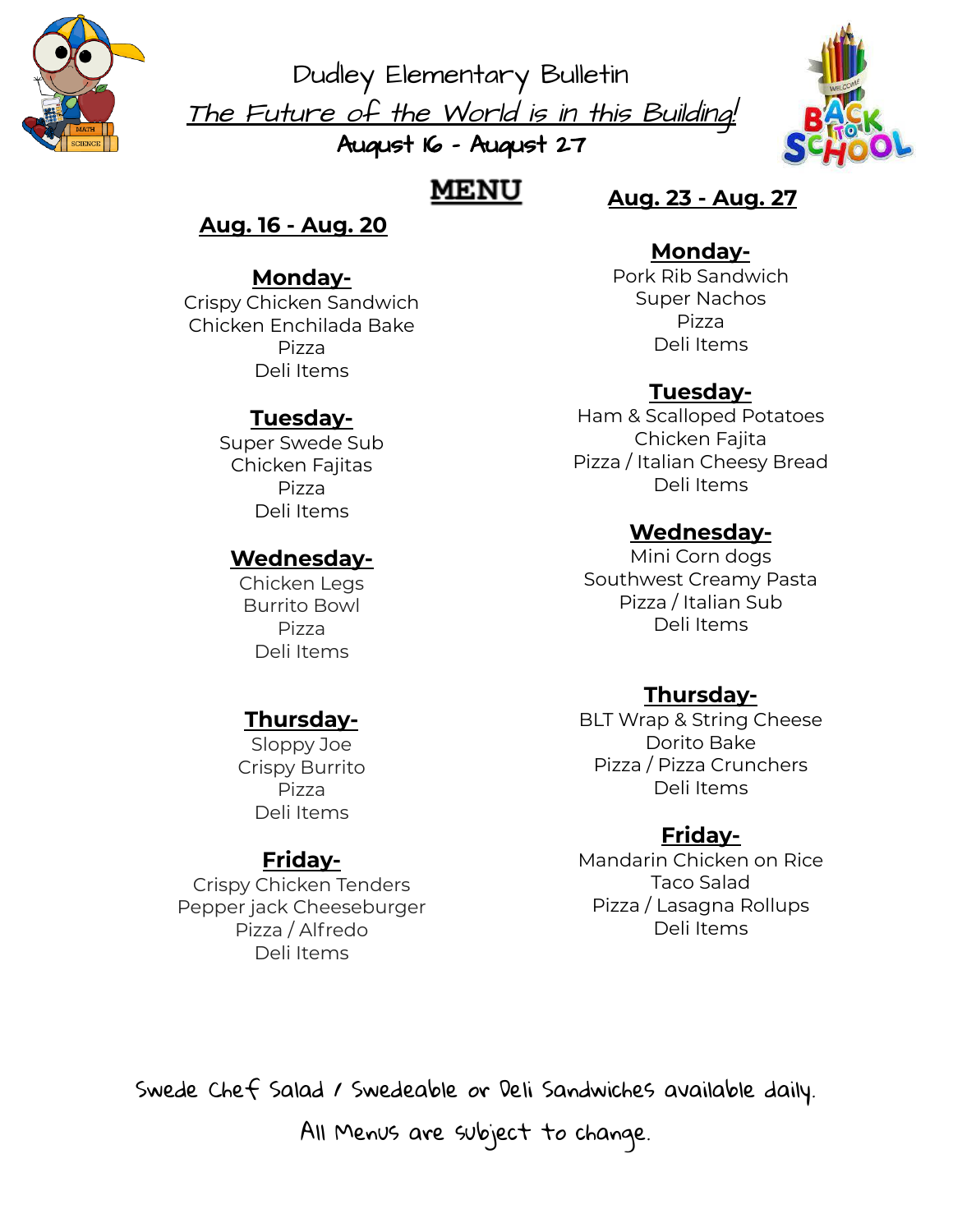# Dudley Elementary Bulletin

*The Future of the World is in this Building!*

**August 16 - August 27**

## MENU

### Aug. 16 - Aug. 20

**Monday-**

Crispy Chicken Sandwich
Chicken Enchilada Bake
Pizza
Deli Items

**Tuesday-**

Super Swede Sub
Chicken Fajitas
Pizza
Deli Items

**Wednesday-**

Chicken Legs
Burrito Bowl
Pizza
Deli Items

**Thursday-**

Sloppy Joe
Crispy Burrito
Pizza
Deli Items

**Friday-**

Crispy Chicken Tenders
Pepper jack Cheeseburger
Pizza / Alfredo
Deli Items

### Aug. 23 - Aug. 27

**Monday-**

Pork Rib Sandwich
Super Nachos
Pizza
Deli Items

**Tuesday-**

Ham & Scalloped Potatoes
Chicken Fajita
Pizza / Italian Cheesy Bread
Deli Items

**Wednesday-**

Mini Corn dogs
Southwest Creamy Pasta
Pizza / Italian Sub
Deli Items

**Thursday-**

BLT Wrap & String Cheese
Dorito Bake
Pizza / Pizza Crunchers
Deli Items

**Friday-**

Mandarin Chicken on Rice
Taco Salad
Pizza / Lasagna Rollups
Deli Items

Swede Chef Salad / Swedeable or Deli Sandwiches available daily.

All Menus are subject to change.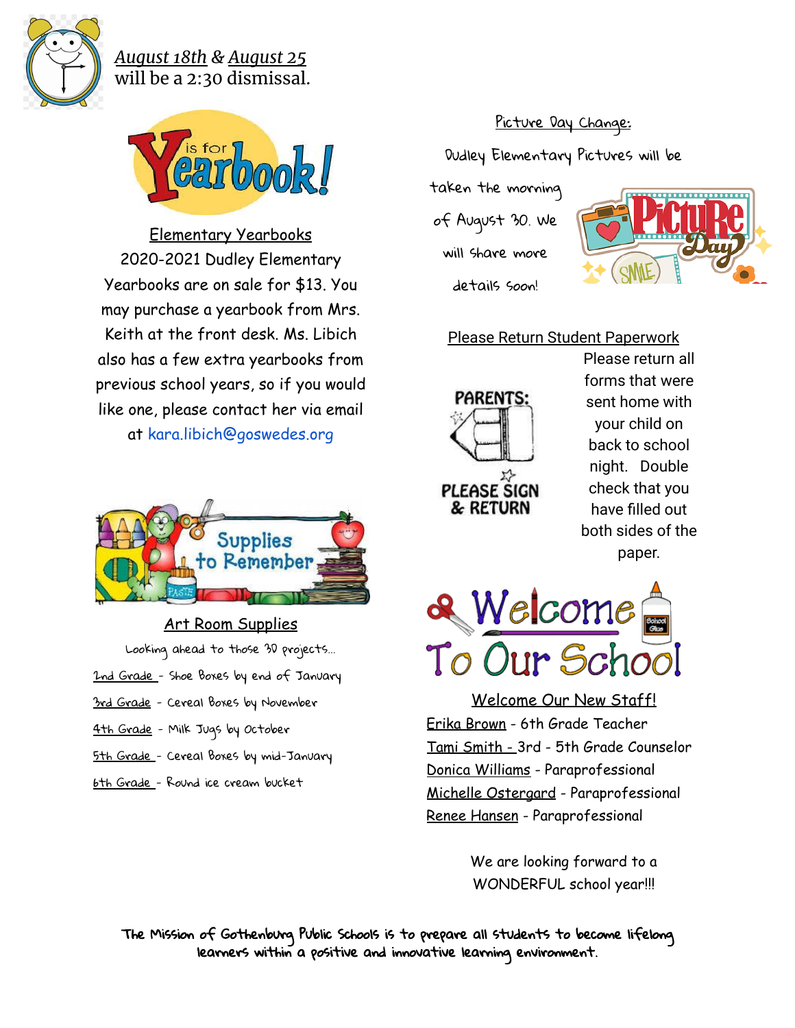*August 18th* & *August 25* will be a 2:30 dismissal.

## Elementary Yearbooks

2020-2021 Dudley Elementary Yearbooks are on sale for $13. You may purchase a yearbook from Mrs. Keith at the front desk. Ms. Libich also has a few extra yearbooks from previous school years, so if you would like one, please contact her via email at kara.libich@goswedes.org

## Art Room Supplies

Looking ahead to those 3D projects...

- 2nd Grade - Shoe Boxes by end of January
- 3rd Grade - Cereal Boxes by November
- 4th Grade - Milk Jugs by October
- 5th Grade - Cereal Boxes by mid-January
- 6th Grade - Round ice cream bucket

## Picture Day Change:

Dudley Elementary Pictures will be taken the morning of August 30. We will share more details soon!

## Please Return Student Paperwork

Please return all forms that were sent home with your child on back to school night. Double check that you have filled out both sides of the paper.

## Welcome Our New Staff!

- Erika Brown - 6th Grade Teacher
- Tami Smith - 3rd - 5th Grade Counselor
- Donica Williams - Paraprofessional
- Michelle Ostergard - Paraprofessional
- Renee Hansen - Paraprofessional

We are looking forward to a WONDERFUL school year!!!

**The Mission of Gothenburg Public Schools is to prepare all students to become lifelong learners within a positive and innovative learning environment.**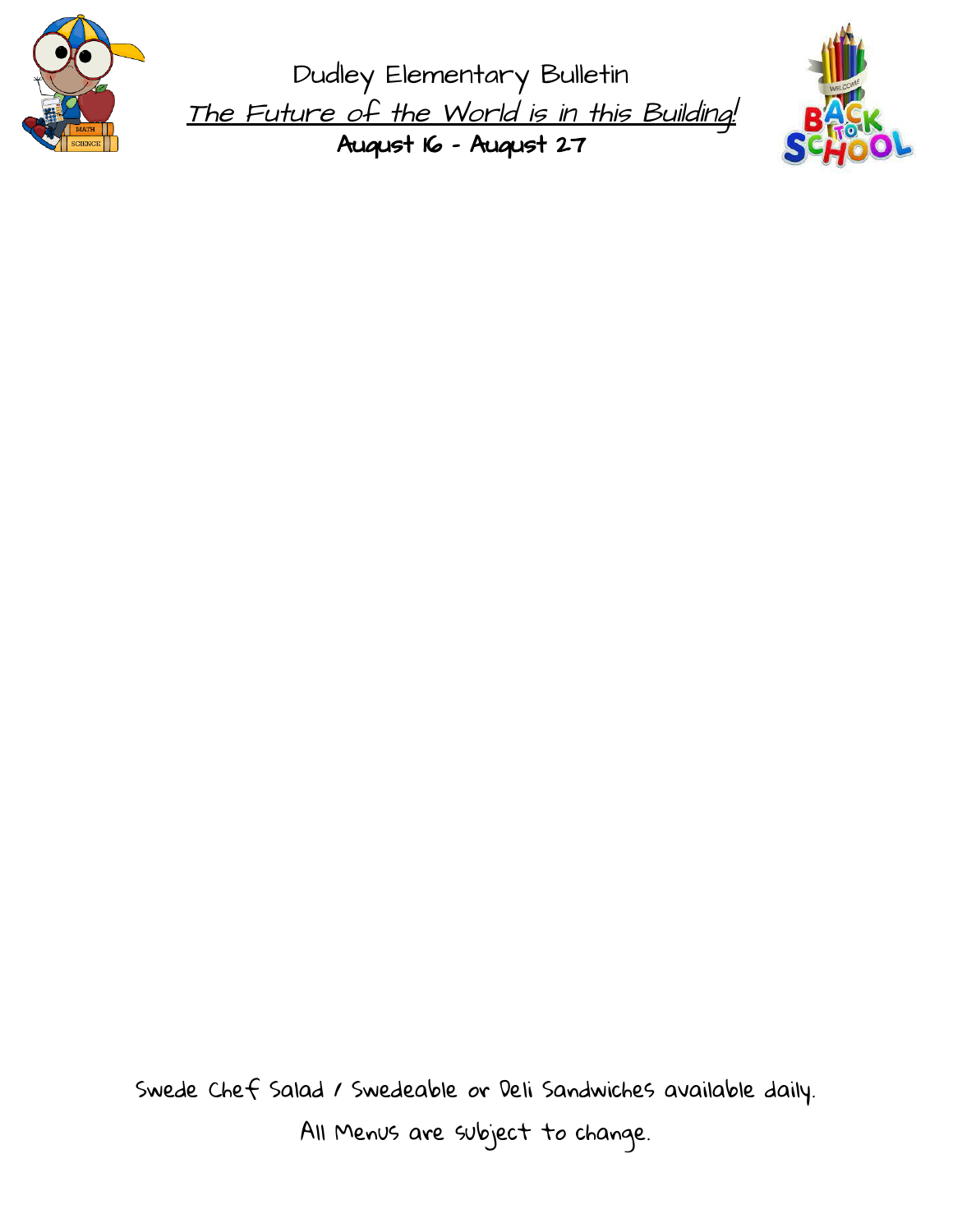# Dudley Elementary Bulletin

## The Future of the World is in this Building!

**August 16 - August 27**

Swede Chef Salad / Swedeable or Deli Sandwiches available daily.

All Menus are subject to change.